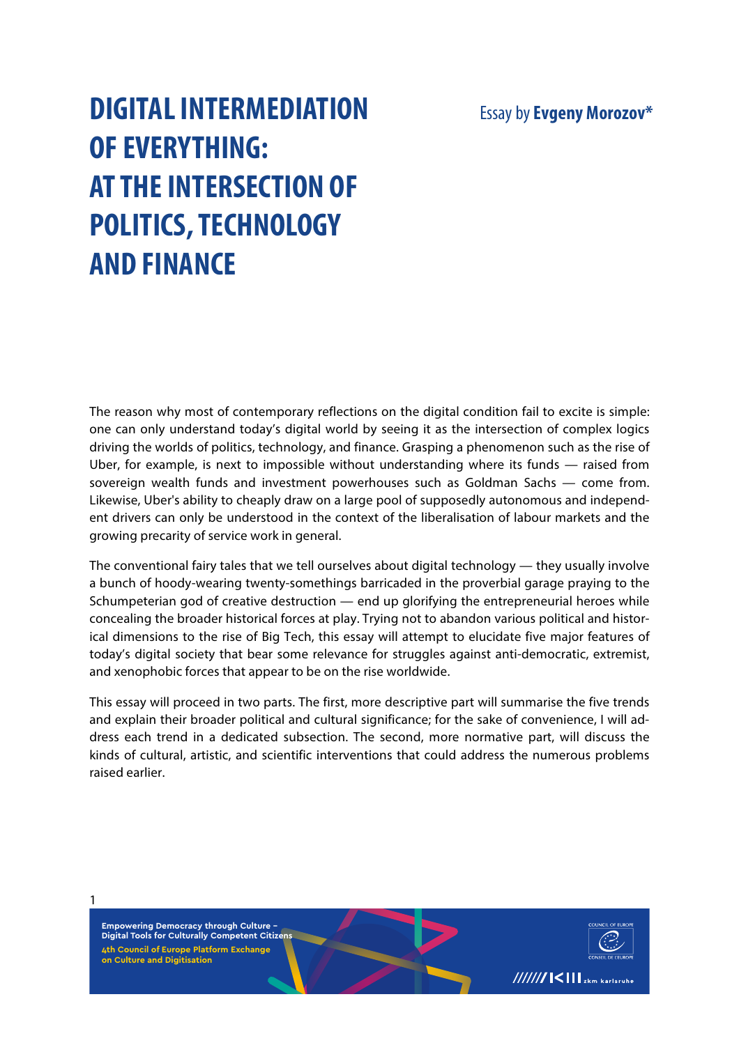# DIGITAL INTERMEDIATION OF EVERYTHING: AT THE INTERSECTION OF POLITICS, TECHNOLOGY AND FINANCE

Essay by **Evgeny Morozov***

The reason why most of contemporary reflections on the digital condition fail to excite is simple: one can only understand today's digital world by seeing it as the intersection of complex logics driving the worlds of politics, technology, and finance. Grasping a phenomenon such as the rise of Uber, for example, is next to impossible without understanding where its funds — raised from sovereign wealth funds and investment powerhouses such as Goldman Sachs — come from. Likewise, Uber's ability to cheaply draw on a large pool of supposedly autonomous and independent drivers can only be understood in the context of the liberalisation of labour markets and the growing precarity of service work in general.

The conventional fairy tales that we tell ourselves about digital technology — they usually involve a bunch of hoody-wearing twenty-somethings barricaded in the proverbial garage praying to the Schumpeterian god of creative destruction — end up glorifying the entrepreneurial heroes while concealing the broader historical forces at play. Trying not to abandon various political and historical dimensions to the rise of Big Tech, this essay will attempt to elucidate five major features of today's digital society that bear some relevance for struggles against anti-democratic, extremist, and xenophobic forces that appear to be on the rise worldwide.

This essay will proceed in two parts. The first, more descriptive part will summarise the five trends and explain their broader political and cultural significance; for the sake of convenience, I will address each trend in a dedicated subsection. The second, more normative part, will discuss the kinds of cultural, artistic, and scientific interventions that could address the numerous problems raised earlier.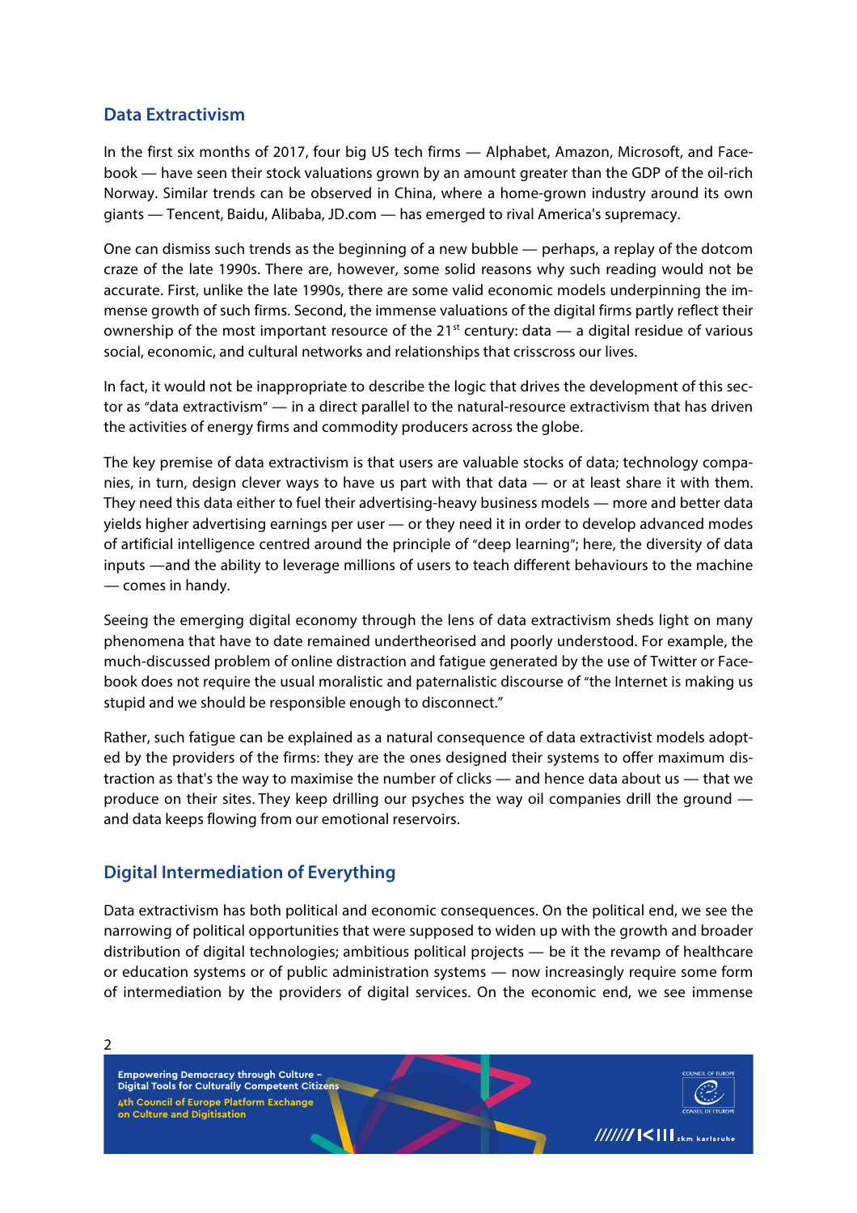## Data Extractivism

In the first six months of 2017, four big US tech firms — Alphabet, Amazon, Microsoft, and Facebook — have seen their stock valuations grown by an amount greater than the GDP of the oil-rich Norway. Similar trends can be observed in China, where a home-grown industry around its own giants — Tencent, Baidu, Alibaba, JD.com — has emerged to rival America's supremacy.

One can dismiss such trends as the beginning of a new bubble — perhaps, a replay of the dotcom craze of the late 1990s. There are, however, some solid reasons why such reading would not be accurate. First, unlike the late 1990s, there are some valid economic models underpinning the immense growth of such firms. Second, the immense valuations of the digital firms partly reflect their ownership of the most important resource of the 21st century: data — a digital residue of various social, economic, and cultural networks and relationships that crisscross our lives.

In fact, it would not be inappropriate to describe the logic that drives the development of this sector as "data extractivism" — in a direct parallel to the natural-resource extractivism that has driven the activities of energy firms and commodity producers across the globe.

The key premise of data extractivism is that users are valuable stocks of data; technology companies, in turn, design clever ways to have us part with that data — or at least share it with them. They need this data either to fuel their advertising-heavy business models — more and better data yields higher advertising earnings per user — or they need it in order to develop advanced modes of artificial intelligence centred around the principle of "deep learning"; here, the diversity of data inputs —and the ability to leverage millions of users to teach different behaviours to the machine — comes in handy.

Seeing the emerging digital economy through the lens of data extractivism sheds light on many phenomena that have to date remained undertheorised and poorly understood. For example, the much-discussed problem of online distraction and fatigue generated by the use of Twitter or Facebook does not require the usual moralistic and paternalistic discourse of "the Internet is making us stupid and we should be responsible enough to disconnect."

Rather, such fatigue can be explained as a natural consequence of data extractivist models adopted by the providers of the firms: they are the ones designed their systems to offer maximum distraction as that's the way to maximise the number of clicks — and hence data about us — that we produce on their sites. They keep drilling our psyches the way oil companies drill the ground — and data keeps flowing from our emotional reservoirs.

## Digital Intermediation of Everything

Data extractivism has both political and economic consequences. On the political end, we see the narrowing of political opportunities that were supposed to widen up with the growth and broader distribution of digital technologies; ambitious political projects — be it the revamp of healthcare or education systems or of public administration systems — now increasingly require some form of intermediation by the providers of digital services. On the economic end, we see immense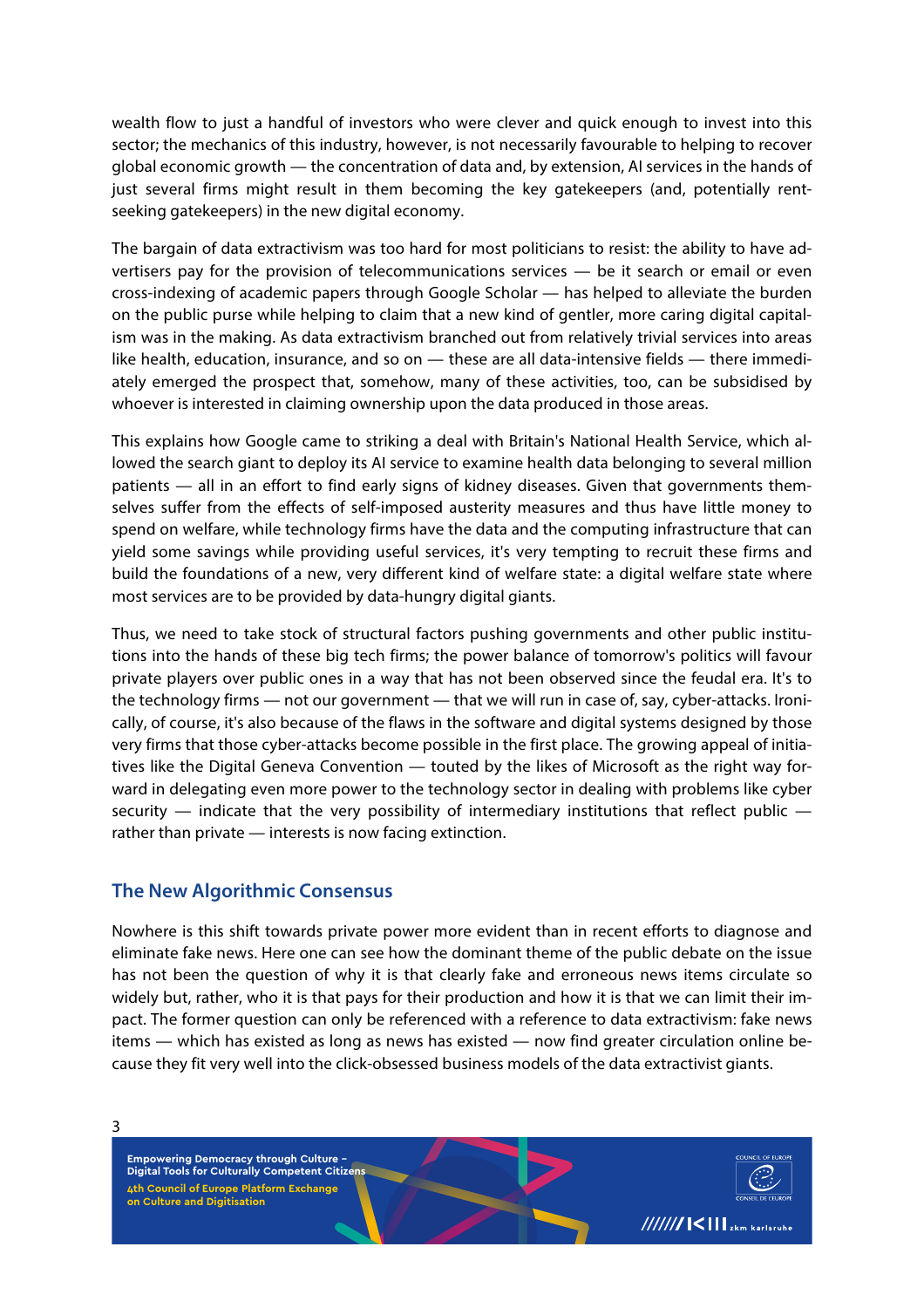wealth flow to just a handful of investors who were clever and quick enough to invest into this sector; the mechanics of this industry, however, is not necessarily favourable to helping to recover global economic growth — the concentration of data and, by extension, AI services in the hands of just several firms might result in them becoming the key gatekeepers (and, potentially rent-seeking gatekeepers) in the new digital economy.

The bargain of data extractivism was too hard for most politicians to resist: the ability to have advertisers pay for the provision of telecommunications services — be it search or email or even cross-indexing of academic papers through Google Scholar — has helped to alleviate the burden on the public purse while helping to claim that a new kind of gentler, more caring digital capitalism was in the making. As data extractivism branched out from relatively trivial services into areas like health, education, insurance, and so on — these are all data-intensive fields — there immediately emerged the prospect that, somehow, many of these activities, too, can be subsidised by whoever is interested in claiming ownership upon the data produced in those areas.

This explains how Google came to striking a deal with Britain's National Health Service, which allowed the search giant to deploy its AI service to examine health data belonging to several million patients — all in an effort to find early signs of kidney diseases. Given that governments themselves suffer from the effects of self-imposed austerity measures and thus have little money to spend on welfare, while technology firms have the data and the computing infrastructure that can yield some savings while providing useful services, it's very tempting to recruit these firms and build the foundations of a new, very different kind of welfare state: a digital welfare state where most services are to be provided by data-hungry digital giants.

Thus, we need to take stock of structural factors pushing governments and other public institutions into the hands of these big tech firms; the power balance of tomorrow's politics will favour private players over public ones in a way that has not been observed since the feudal era. It's to the technology firms — not our government — that we will run in case of, say, cyber-attacks. Ironically, of course, it's also because of the flaws in the software and digital systems designed by those very firms that those cyber-attacks become possible in the first place. The growing appeal of initiatives like the Digital Geneva Convention — touted by the likes of Microsoft as the right way forward in delegating even more power to the technology sector in dealing with problems like cyber security — indicate that the very possibility of intermediary institutions that reflect public — rather than private — interests is now facing extinction.

## The New Algorithmic Consensus

Nowhere is this shift towards private power more evident than in recent efforts to diagnose and eliminate fake news. Here one can see how the dominant theme of the public debate on the issue has not been the question of why it is that clearly fake and erroneous news items circulate so widely but, rather, who it is that pays for their production and how it is that we can limit their impact. The former question can only be referenced with a reference to data extractivism: fake news items — which has existed as long as news has existed — now find greater circulation online because they fit very well into the click-obsessed business models of the data extractivist giants.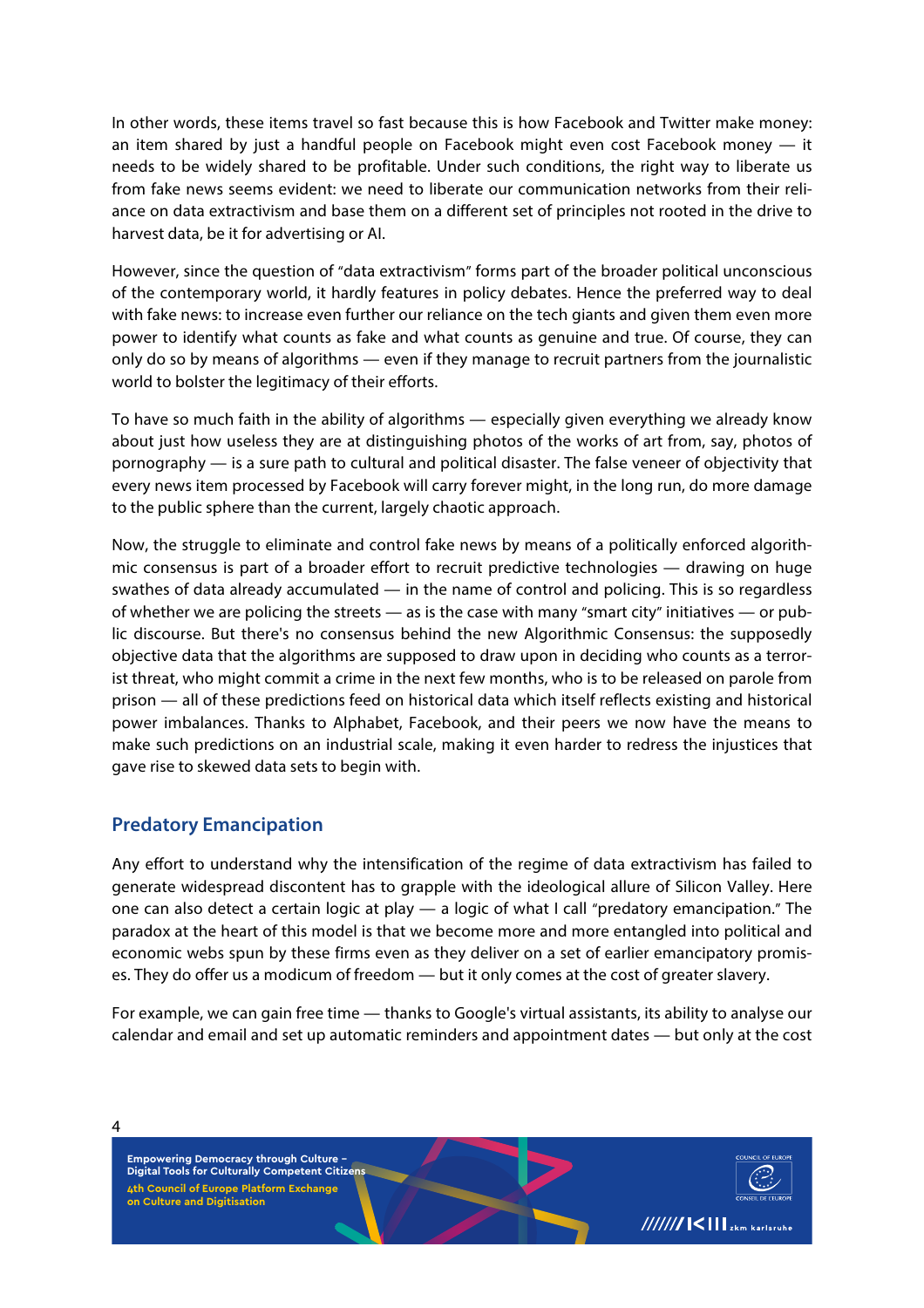In other words, these items travel so fast because this is how Facebook and Twitter make money: an item shared by just a handful people on Facebook might even cost Facebook money — it needs to be widely shared to be profitable. Under such conditions, the right way to liberate us from fake news seems evident: we need to liberate our communication networks from their reliance on data extractivism and base them on a different set of principles not rooted in the drive to harvest data, be it for advertising or AI.

However, since the question of "data extractivism" forms part of the broader political unconscious of the contemporary world, it hardly features in policy debates. Hence the preferred way to deal with fake news: to increase even further our reliance on the tech giants and given them even more power to identify what counts as fake and what counts as genuine and true. Of course, they can only do so by means of algorithms — even if they manage to recruit partners from the journalistic world to bolster the legitimacy of their efforts.

To have so much faith in the ability of algorithms — especially given everything we already know about just how useless they are at distinguishing photos of the works of art from, say, photos of pornography — is a sure path to cultural and political disaster. The false veneer of objectivity that every news item processed by Facebook will carry forever might, in the long run, do more damage to the public sphere than the current, largely chaotic approach.

Now, the struggle to eliminate and control fake news by means of a politically enforced algorithmic consensus is part of a broader effort to recruit predictive technologies — drawing on huge swathes of data already accumulated — in the name of control and policing. This is so regardless of whether we are policing the streets — as is the case with many "smart city" initiatives — or public discourse. But there's no consensus behind the new Algorithmic Consensus: the supposedly objective data that the algorithms are supposed to draw upon in deciding who counts as a terrorist threat, who might commit a crime in the next few months, who is to be released on parole from prison — all of these predictions feed on historical data which itself reflects existing and historical power imbalances. Thanks to Alphabet, Facebook, and their peers we now have the means to make such predictions on an industrial scale, making it even harder to redress the injustices that gave rise to skewed data sets to begin with.

## Predatory Emancipation

Any effort to understand why the intensification of the regime of data extractivism has failed to generate widespread discontent has to grapple with the ideological allure of Silicon Valley. Here one can also detect a certain logic at play — a logic of what I call "predatory emancipation." The paradox at the heart of this model is that we become more and more entangled into political and economic webs spun by these firms even as they deliver on a set of earlier emancipatory promises. They do offer us a modicum of freedom — but it only comes at the cost of greater slavery.

For example, we can gain free time — thanks to Google's virtual assistants, its ability to analyse our calendar and email and set up automatic reminders and appointment dates — but only at the cost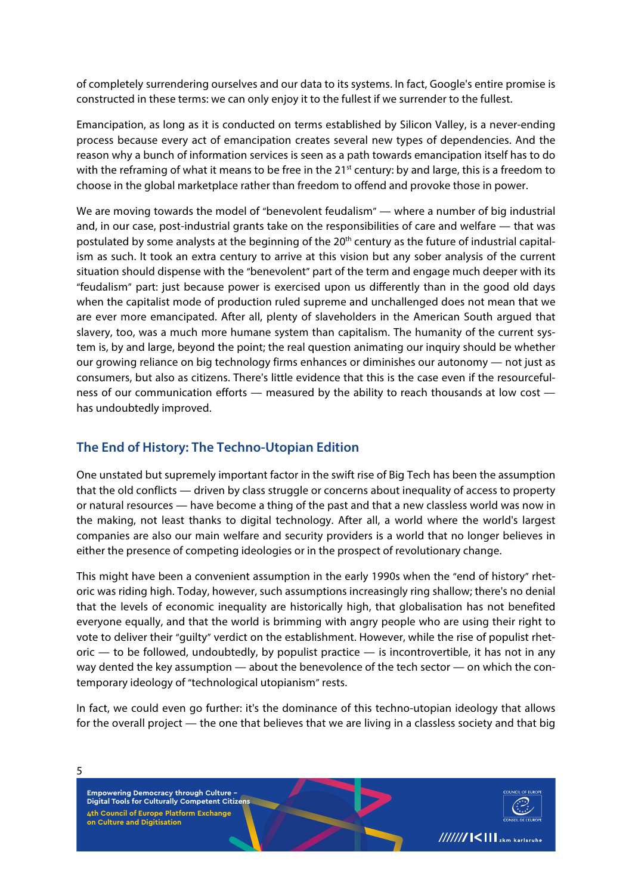of completely surrendering ourselves and our data to its systems. In fact, Google's entire promise is constructed in these terms: we can only enjoy it to the fullest if we surrender to the fullest.

Emancipation, as long as it is conducted on terms established by Silicon Valley, is a never-ending process because every act of emancipation creates several new types of dependencies. And the reason why a bunch of information services is seen as a path towards emancipation itself has to do with the reframing of what it means to be free in the 21st century: by and large, this is a freedom to choose in the global marketplace rather than freedom to offend and provoke those in power.

We are moving towards the model of "benevolent feudalism" — where a number of big industrial and, in our case, post-industrial grants take on the responsibilities of care and welfare — that was postulated by some analysts at the beginning of the 20th century as the future of industrial capitalism as such. It took an extra century to arrive at this vision but any sober analysis of the current situation should dispense with the "benevolent" part of the term and engage much deeper with its "feudalism" part: just because power is exercised upon us differently than in the good old days when the capitalist mode of production ruled supreme and unchallenged does not mean that we are ever more emancipated. After all, plenty of slaveholders in the American South argued that slavery, too, was a much more humane system than capitalism. The humanity of the current system is, by and large, beyond the point; the real question animating our inquiry should be whether our growing reliance on big technology firms enhances or diminishes our autonomy — not just as consumers, but also as citizens. There's little evidence that this is the case even if the resourcefulness of our communication efforts — measured by the ability to reach thousands at low cost — has undoubtedly improved.

## The End of History: The Techno-Utopian Edition

One unstated but supremely important factor in the swift rise of Big Tech has been the assumption that the old conflicts — driven by class struggle or concerns about inequality of access to property or natural resources — have become a thing of the past and that a new classless world was now in the making, not least thanks to digital technology. After all, a world where the world's largest companies are also our main welfare and security providers is a world that no longer believes in either the presence of competing ideologies or in the prospect of revolutionary change.

This might have been a convenient assumption in the early 1990s when the "end of history" rhetoric was riding high. Today, however, such assumptions increasingly ring shallow; there's no denial that the levels of economic inequality are historically high, that globalisation has not benefited everyone equally, and that the world is brimming with angry people who are using their right to vote to deliver their "guilty" verdict on the establishment. However, while the rise of populist rhetoric — to be followed, undoubtedly, by populist practice — is incontrovertible, it has not in any way dented the key assumption — about the benevolence of the tech sector — on which the contemporary ideology of "technological utopianism" rests.

In fact, we could even go further: it's the dominance of this techno-utopian ideology that allows for the overall project — the one that believes that we are living in a classless society and that big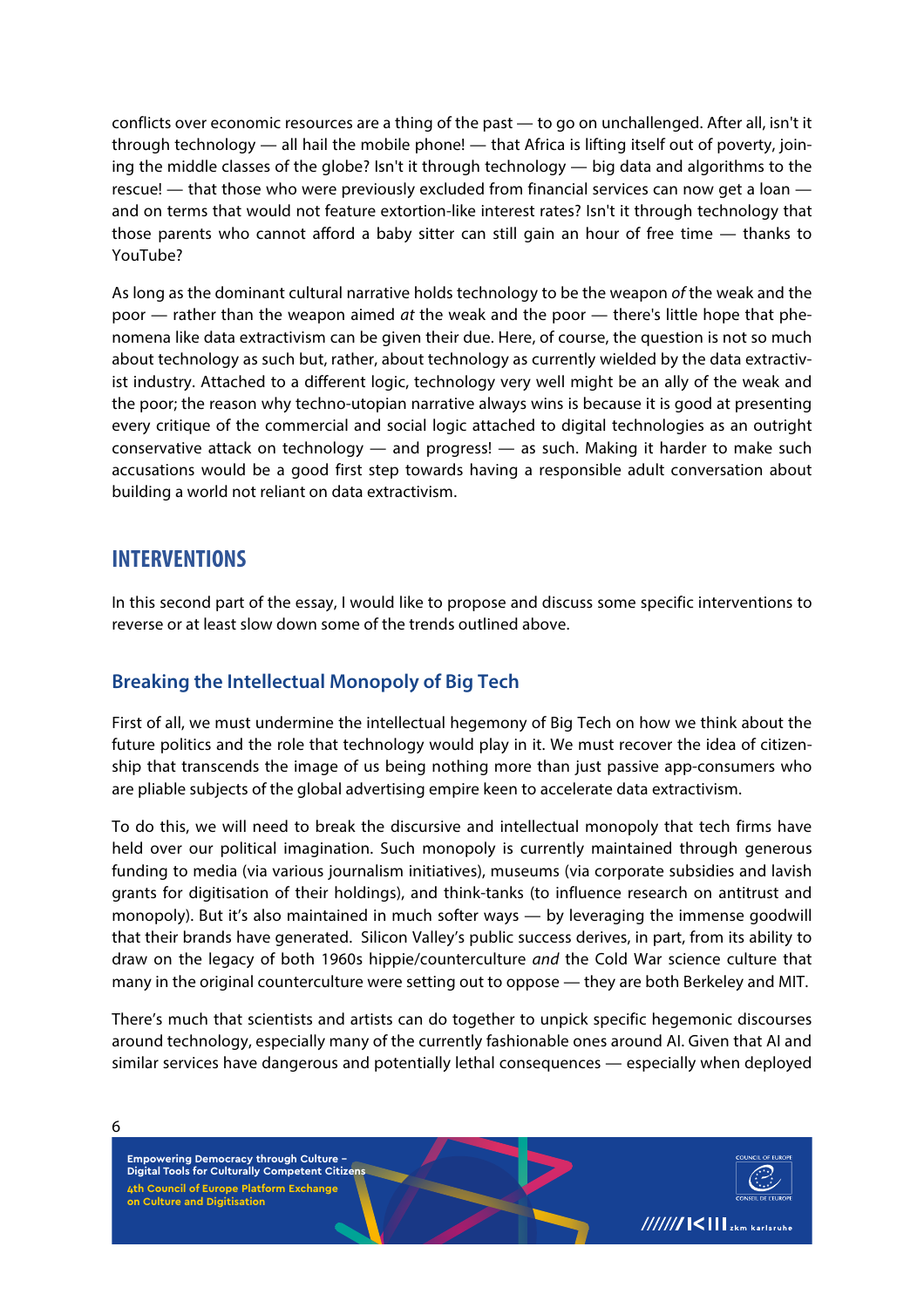conflicts over economic resources are a thing of the past — to go on unchallenged. After all, isn't it through technology — all hail the mobile phone! — that Africa is lifting itself out of poverty, joining the middle classes of the globe? Isn't it through technology — big data and algorithms to the rescue! — that those who were previously excluded from financial services can now get a loan — and on terms that would not feature extortion-like interest rates? Isn't it through technology that those parents who cannot afford a baby sitter can still gain an hour of free time — thanks to YouTube?

As long as the dominant cultural narrative holds technology to be the weapon *of* the weak and the poor — rather than the weapon aimed *at* the weak and the poor — there's little hope that phenomena like data extractivism can be given their due. Here, of course, the question is not so much about technology as such but, rather, about technology as currently wielded by the data extractivist industry. Attached to a different logic, technology very well might be an ally of the weak and the poor; the reason why techno-utopian narrative always wins is because it is good at presenting every critique of the commercial and social logic attached to digital technologies as an outright conservative attack on technology — and progress! — as such. Making it harder to make such accusations would be a good first step towards having a responsible adult conversation about building a world not reliant on data extractivism.

## INTERVENTIONS

In this second part of the essay, I would like to propose and discuss some specific interventions to reverse or at least slow down some of the trends outlined above.

### Breaking the Intellectual Monopoly of Big Tech

First of all, we must undermine the intellectual hegemony of Big Tech on how we think about the future politics and the role that technology would play in it. We must recover the idea of citizenship that transcends the image of us being nothing more than just passive app-consumers who are pliable subjects of the global advertising empire keen to accelerate data extractivism.

To do this, we will need to break the discursive and intellectual monopoly that tech firms have held over our political imagination. Such monopoly is currently maintained through generous funding to media (via various journalism initiatives), museums (via corporate subsidies and lavish grants for digitisation of their holdings), and think-tanks (to influence research on antitrust and monopoly). But it's also maintained in much softer ways — by leveraging the immense goodwill that their brands have generated. Silicon Valley's public success derives, in part, from its ability to draw on the legacy of both 1960s hippie/counterculture *and* the Cold War science culture that many in the original counterculture were setting out to oppose — they are both Berkeley and MIT.

There's much that scientists and artists can do together to unpick specific hegemonic discourses around technology, especially many of the currently fashionable ones around AI. Given that AI and similar services have dangerous and potentially lethal consequences — especially when deployed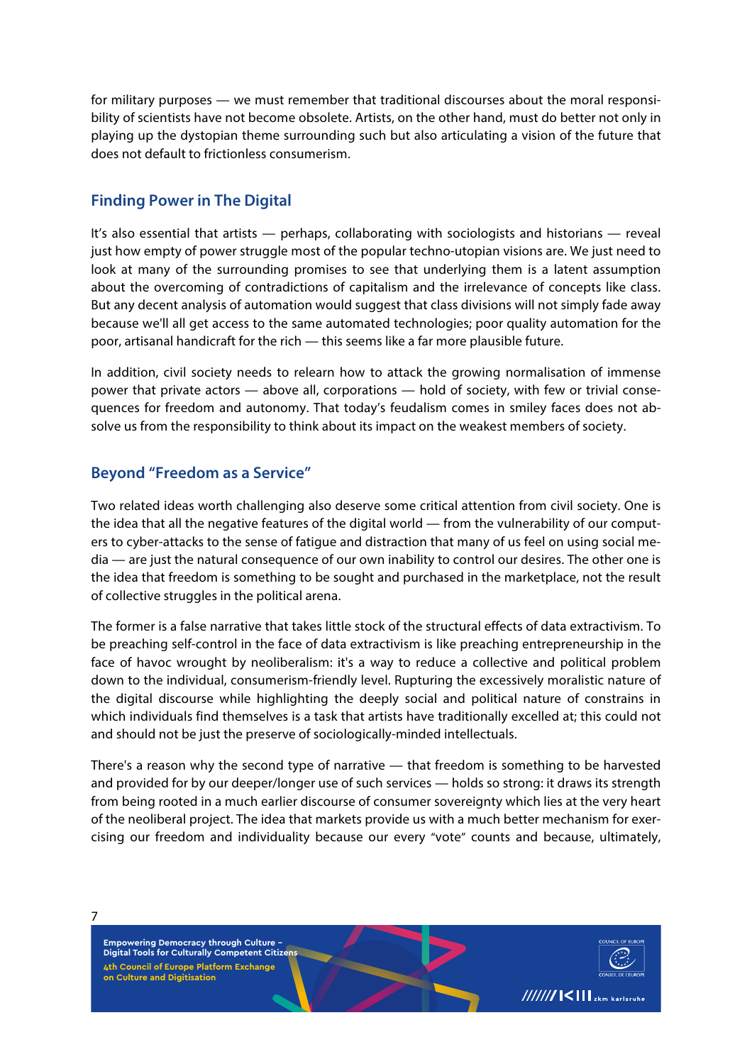for military purposes — we must remember that traditional discourses about the moral responsibility of scientists have not become obsolete. Artists, on the other hand, must do better not only in playing up the dystopian theme surrounding such but also articulating a vision of the future that does not default to frictionless consumerism.

## Finding Power in The Digital

It's also essential that artists — perhaps, collaborating with sociologists and historians — reveal just how empty of power struggle most of the popular techno-utopian visions are. We just need to look at many of the surrounding promises to see that underlying them is a latent assumption about the overcoming of contradictions of capitalism and the irrelevance of concepts like class. But any decent analysis of automation would suggest that class divisions will not simply fade away because we'll all get access to the same automated technologies; poor quality automation for the poor, artisanal handicraft for the rich — this seems like a far more plausible future.

In addition, civil society needs to relearn how to attack the growing normalisation of immense power that private actors — above all, corporations — hold of society, with few or trivial consequences for freedom and autonomy. That today's feudalism comes in smiley faces does not absolve us from the responsibility to think about its impact on the weakest members of society.

## Beyond "Freedom as a Service"

Two related ideas worth challenging also deserve some critical attention from civil society. One is the idea that all the negative features of the digital world — from the vulnerability of our computers to cyber-attacks to the sense of fatigue and distraction that many of us feel on using social media — are just the natural consequence of our own inability to control our desires. The other one is the idea that freedom is something to be sought and purchased in the marketplace, not the result of collective struggles in the political arena.

The former is a false narrative that takes little stock of the structural effects of data extractivism. To be preaching self-control in the face of data extractivism is like preaching entrepreneurship in the face of havoc wrought by neoliberalism: it's a way to reduce a collective and political problem down to the individual, consumerism-friendly level. Rupturing the excessively moralistic nature of the digital discourse while highlighting the deeply social and political nature of constrains in which individuals find themselves is a task that artists have traditionally excelled at; this could not and should not be just the preserve of sociologically-minded intellectuals.

There's a reason why the second type of narrative — that freedom is something to be harvested and provided for by our deeper/longer use of such services — holds so strong: it draws its strength from being rooted in a much earlier discourse of consumer sovereignty which lies at the very heart of the neoliberal project. The idea that markets provide us with a much better mechanism for exercising our freedom and individuality because our every "vote" counts and because, ultimately,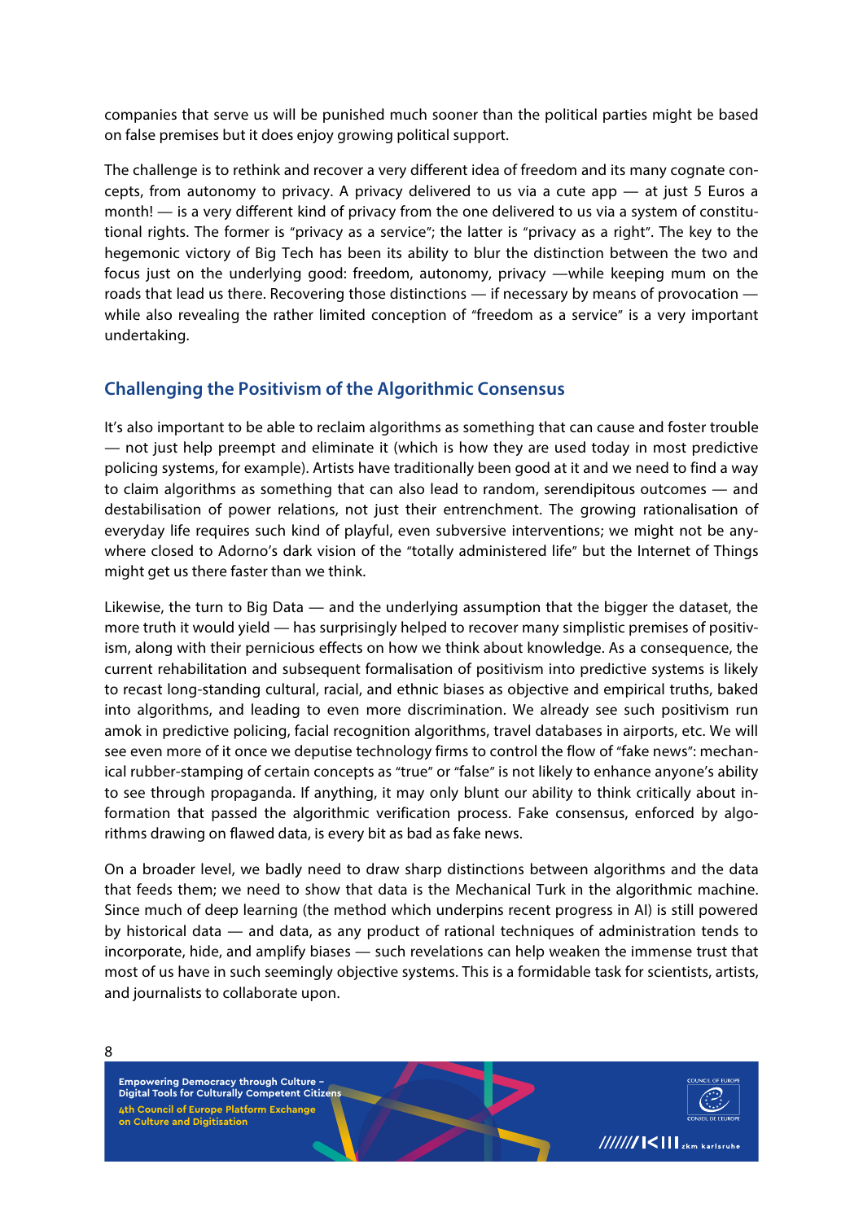companies that serve us will be punished much sooner than the political parties might be based on false premises but it does enjoy growing political support.

The challenge is to rethink and recover a very different idea of freedom and its many cognate concepts, from autonomy to privacy. A privacy delivered to us via a cute app — at just 5 Euros a month! — is a very different kind of privacy from the one delivered to us via a system of constitutional rights. The former is "privacy as a service"; the latter is "privacy as a right". The key to the hegemonic victory of Big Tech has been its ability to blur the distinction between the two and focus just on the underlying good: freedom, autonomy, privacy —while keeping mum on the roads that lead us there. Recovering those distinctions — if necessary by means of provocation — while also revealing the rather limited conception of "freedom as a service" is a very important undertaking.

## Challenging the Positivism of the Algorithmic Consensus

It's also important to be able to reclaim algorithms as something that can cause and foster trouble — not just help preempt and eliminate it (which is how they are used today in most predictive policing systems, for example). Artists have traditionally been good at it and we need to find a way to claim algorithms as something that can also lead to random, serendipitous outcomes — and destabilisation of power relations, not just their entrenchment. The growing rationalisation of everyday life requires such kind of playful, even subversive interventions; we might not be anywhere closed to Adorno's dark vision of the "totally administered life" but the Internet of Things might get us there faster than we think.

Likewise, the turn to Big Data — and the underlying assumption that the bigger the dataset, the more truth it would yield — has surprisingly helped to recover many simplistic premises of positivism, along with their pernicious effects on how we think about knowledge. As a consequence, the current rehabilitation and subsequent formalisation of positivism into predictive systems is likely to recast long-standing cultural, racial, and ethnic biases as objective and empirical truths, baked into algorithms, and leading to even more discrimination. We already see such positivism run amok in predictive policing, facial recognition algorithms, travel databases in airports, etc. We will see even more of it once we deputise technology firms to control the flow of "fake news": mechanical rubber-stamping of certain concepts as "true" or "false" is not likely to enhance anyone's ability to see through propaganda. If anything, it may only blunt our ability to think critically about information that passed the algorithmic verification process. Fake consensus, enforced by algorithms drawing on flawed data, is every bit as bad as fake news.

On a broader level, we badly need to draw sharp distinctions between algorithms and the data that feeds them; we need to show that data is the Mechanical Turk in the algorithmic machine. Since much of deep learning (the method which underpins recent progress in AI) is still powered by historical data — and data, as any product of rational techniques of administration tends to incorporate, hide, and amplify biases — such revelations can help weaken the immense trust that most of us have in such seemingly objective systems. This is a formidable task for scientists, artists, and journalists to collaborate upon.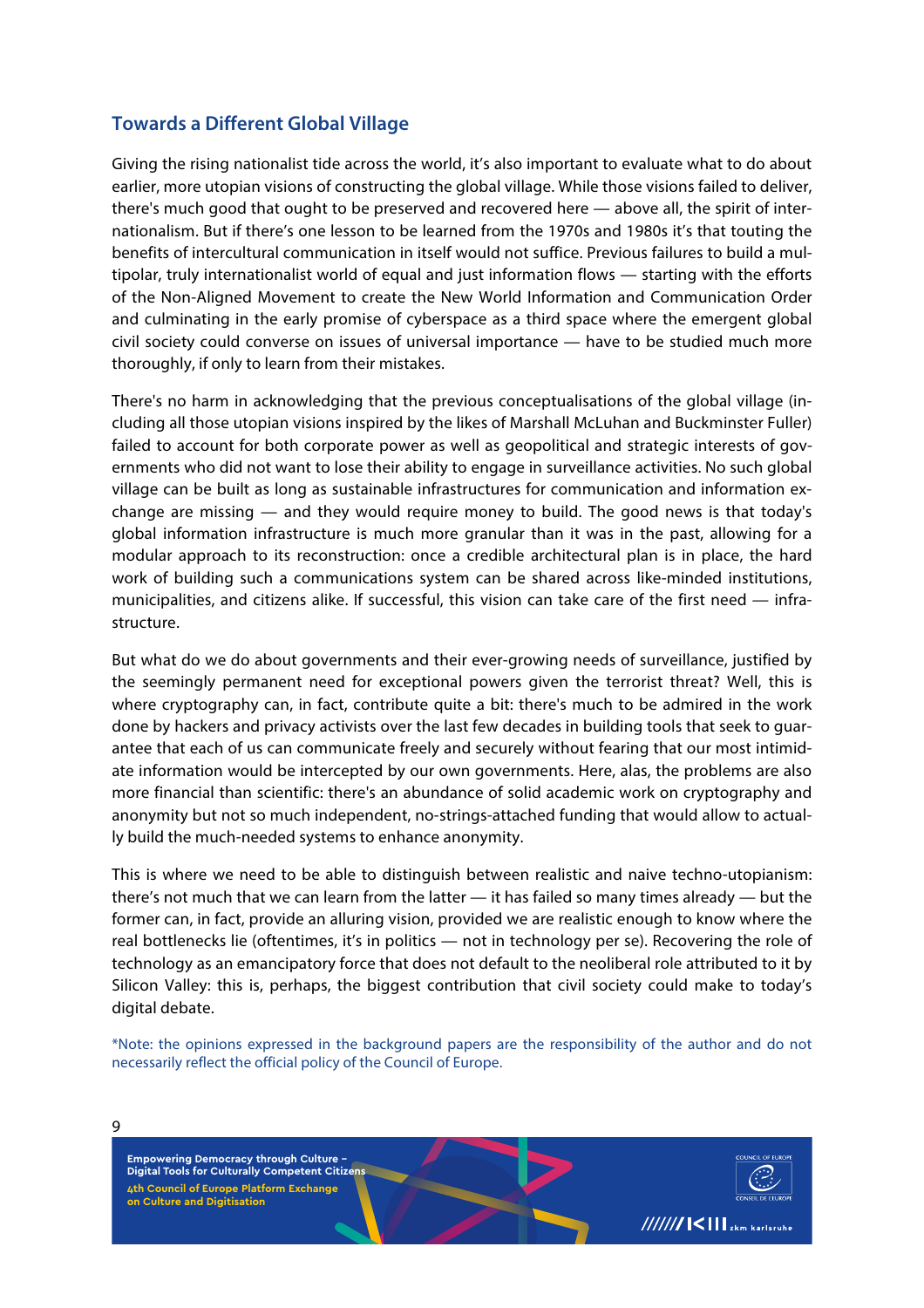## Towards a Different Global Village

Giving the rising nationalist tide across the world, it's also important to evaluate what to do about earlier, more utopian visions of constructing the global village. While those visions failed to deliver, there's much good that ought to be preserved and recovered here — above all, the spirit of internationalism. But if there's one lesson to be learned from the 1970s and 1980s it's that touting the benefits of intercultural communication in itself would not suffice. Previous failures to build a multipolar, truly internationalist world of equal and just information flows — starting with the efforts of the Non-Aligned Movement to create the New World Information and Communication Order and culminating in the early promise of cyberspace as a third space where the emergent global civil society could converse on issues of universal importance — have to be studied much more thoroughly, if only to learn from their mistakes.

There's no harm in acknowledging that the previous conceptualisations of the global village (including all those utopian visions inspired by the likes of Marshall McLuhan and Buckminster Fuller) failed to account for both corporate power as well as geopolitical and strategic interests of governments who did not want to lose their ability to engage in surveillance activities. No such global village can be built as long as sustainable infrastructures for communication and information exchange are missing — and they would require money to build. The good news is that today's global information infrastructure is much more granular than it was in the past, allowing for a modular approach to its reconstruction: once a credible architectural plan is in place, the hard work of building such a communications system can be shared across like-minded institutions, municipalities, and citizens alike. If successful, this vision can take care of the first need — infrastructure.

But what do we do about governments and their ever-growing needs of surveillance, justified by the seemingly permanent need for exceptional powers given the terrorist threat? Well, this is where cryptography can, in fact, contribute quite a bit: there's much to be admired in the work done by hackers and privacy activists over the last few decades in building tools that seek to guarantee that each of us can communicate freely and securely without fearing that our most intimidate information would be intercepted by our own governments. Here, alas, the problems are also more financial than scientific: there's an abundance of solid academic work on cryptography and anonymity but not so much independent, no-strings-attached funding that would allow to actually build the much-needed systems to enhance anonymity.

This is where we need to be able to distinguish between realistic and naive techno-utopianism: there's not much that we can learn from the latter — it has failed so many times already — but the former can, in fact, provide an alluring vision, provided we are realistic enough to know where the real bottlenecks lie (oftentimes, it's in politics — not in technology per se). Recovering the role of technology as an emancipatory force that does not default to the neoliberal role attributed to it by Silicon Valley: this is, perhaps, the biggest contribution that civil society could make to today's digital debate.

*Note: the opinions expressed in the background papers are the responsibility of the author and do not necessarily reflect the official policy of the Council of Europe.